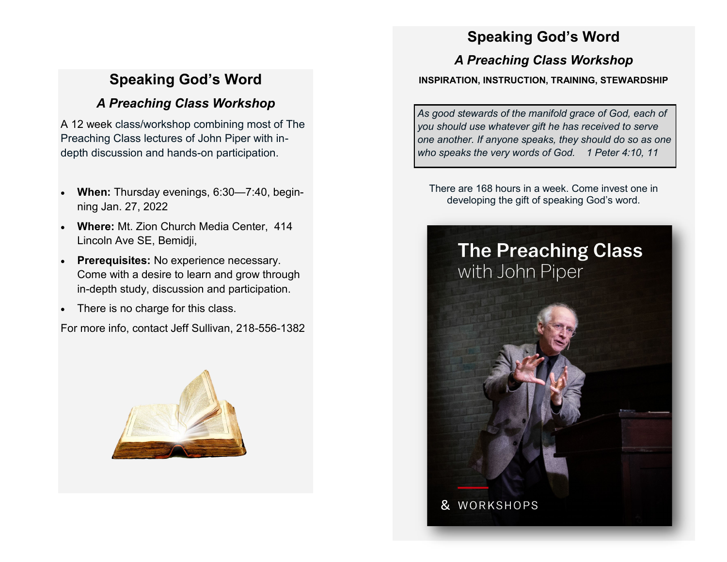# Speaking God's Word

## *A Preaching Class Workshop*

A 12 week class/workshop combining most of The Preaching Class lectures of John Piper with in-depth discussion and hands-on participation.

- **When:** Thursday evenings, 6:30—7:40, beginning Jan. 27, 2022
- **Where:** Mt. Zion Church Media Center, 414 Lincoln Ave SE, Bemidji,
- **Prerequisites:** No experience necessary. Come with a desire to learn and grow through in-depth study, discussion and participation.
- There is no charge for this class.

For more info, contact Jeff Sullivan, 218-556-1382

# Speaking God's Word

## *A Preaching Class Workshop*

**INSPIRATION, INSTRUCTION, TRAINING, STEWARDSHIP**

> *As good stewards of the manifold grace of God, each of you should use whatever gift he has received to serve one another. If anyone speaks, they should do so as one who speaks the very words of God. 1 Peter 4:10, 11*

There are 168 hours in a week. Come invest one in developing the gift of speaking God's word.

The Preaching Class with John Piper

& WORKSHOPS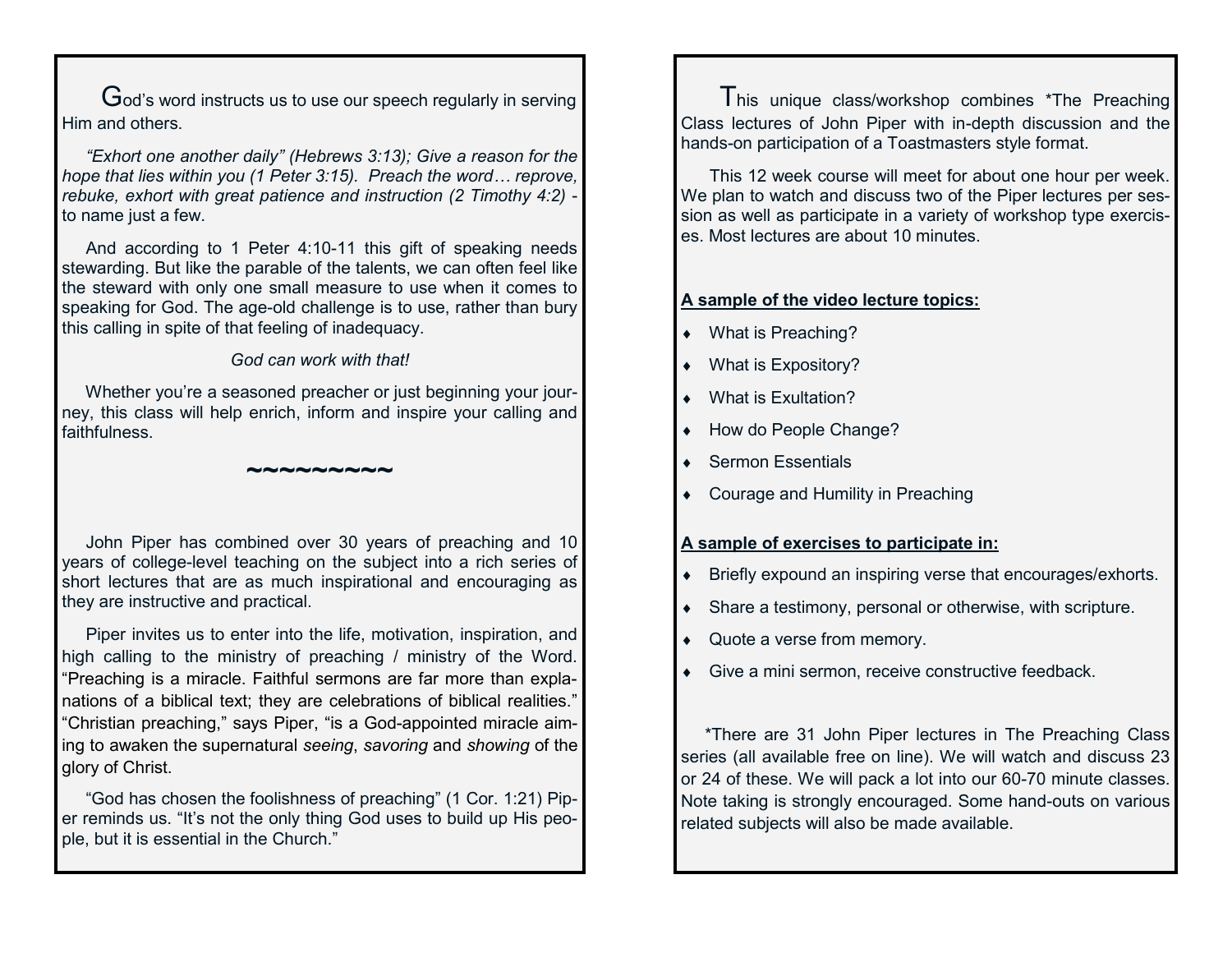God's word instructs us to use our speech regularly in serving Him and others.

*"Exhort one another daily" (Hebrews 3:13); Give a reason for the hope that lies within you (1 Peter 3:15). Preach the word… reprove, rebuke, exhort with great patience and instruction (2 Timothy 4:2)* - to name just a few.

And according to 1 Peter 4:10-11 this gift of speaking needs stewarding. But like the parable of the talents, we can often feel like the steward with only one small measure to use when it comes to speaking for God. The age-old challenge is to use, rather than bury this calling in spite of that feeling of inadequacy.

*God can work with that!*

Whether you're a seasoned preacher or just beginning your journey, this class will help enrich, inform and inspire your calling and faithfulness.

~~~~~~~~~

John Piper has combined over 30 years of preaching and 10 years of college-level teaching on the subject into a rich series of short lectures that are as much inspirational and encouraging as they are instructive and practical.

Piper invites us to enter into the life, motivation, inspiration, and high calling to the ministry of preaching / ministry of the Word. "Preaching is a miracle. Faithful sermons are far more than explanations of a biblical text; they are celebrations of biblical realities." "Christian preaching," says Piper, "is a God-appointed miracle aiming to awaken the supernatural *seeing*, *savoring* and *showing* of the glory of Christ.

"God has chosen the foolishness of preaching" (1 Cor. 1:21) Piper reminds us. "It's not the only thing God uses to build up His people, but it is essential in the Church."

This unique class/workshop combines *The Preaching Class lectures of John Piper with in-depth discussion and the hands-on participation of a Toastmasters style format.

This 12 week course will meet for about one hour per week. We plan to watch and discuss two of the Piper lectures per session as well as participate in a variety of workshop type exercises. Most lectures are about 10 minutes.

**A sample of the video lecture topics:**

- What is Preaching?
- What is Expository?
- What is Exultation?
- How do People Change?
- Sermon Essentials
- Courage and Humility in Preaching

**A sample of exercises to participate in:**

- Briefly expound an inspiring verse that encourages/exhorts.
- Share a testimony, personal or otherwise, with scripture.
- Quote a verse from memory.
- Give a mini sermon, receive constructive feedback.

*There are 31 John Piper lectures in The Preaching Class series (all available free on line). We will watch and discuss 23 or 24 of these. We will pack a lot into our 60-70 minute classes. Note taking is strongly encouraged. Some hand-outs on various related subjects will also be made available.